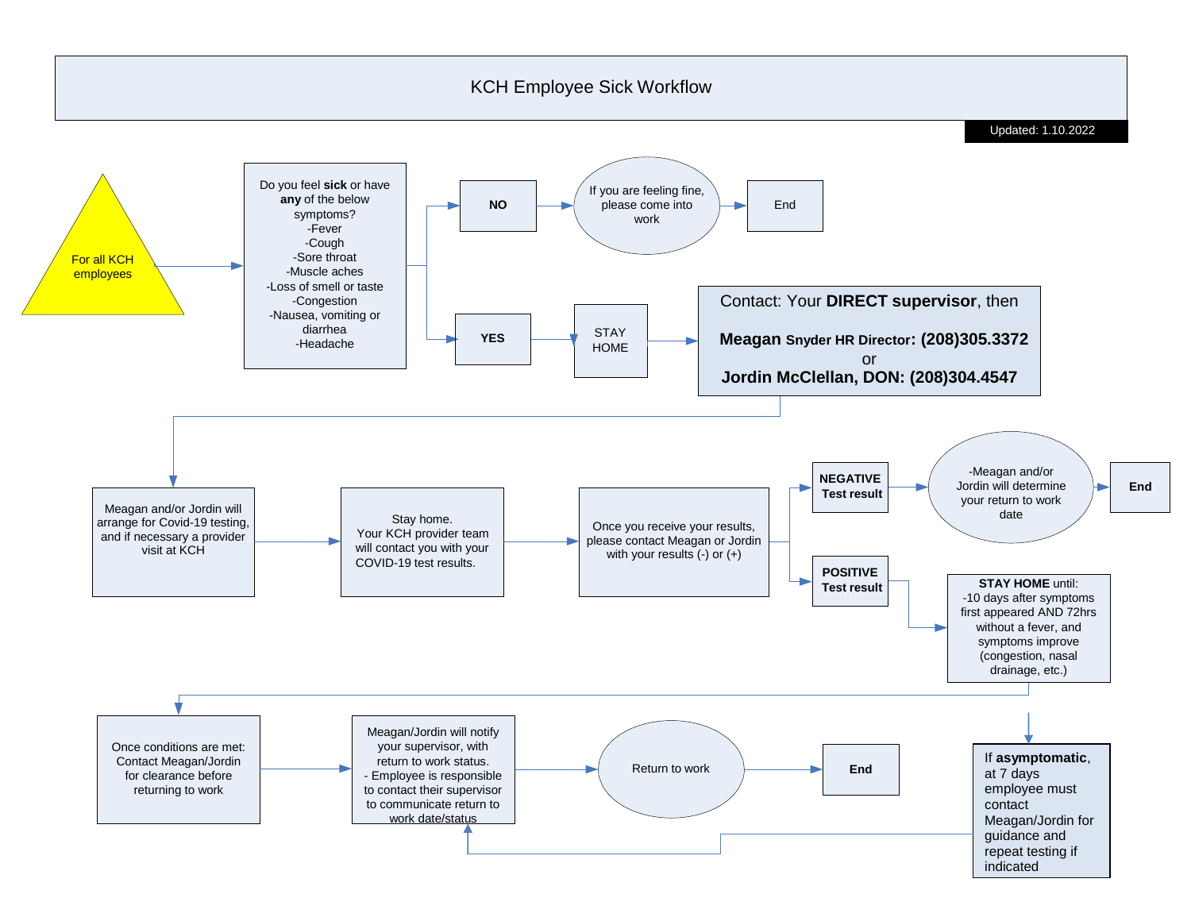# KCH Employee Sick Workflow

Updated: 1.10.2022

For all KCH employees

Do you feel **sick** or have **any** of the below symptoms?
- Fever
- Cough
- Sore throat
- Muscle aches
- Loss of smell or taste
- Congestion
- Nausea, vomiting or diarrhea
- Headache

**NO** → If you are feeling fine, please come into work → End

**YES** → STAY HOME → Contact: Your **DIRECT supervisor**, then

**Meagan Snyder HR Director: (208)305.3372**
or
**Jordin McClellan, DON: (208)304.4547**

Meagan and/or Jordin will arrange for Covid-19 testing, and if necessary a provider visit at KCH → Stay home. Your KCH provider team will contact you with your COVID-19 test results. → Once you receive your results, please contact Meagan or Jordin with your results (-) or (+)

**NEGATIVE Test result** → -Meagan and/or Jordin will determine your return to work date → **End**

**POSITIVE Test result** → **STAY HOME** until:
-10 days after symptoms first appeared AND 72hrs without a fever, and symptoms improve (congestion, nasal drainage, etc.)

Once conditions are met: Contact Meagan/Jordin for clearance before returning to work → Meagan/Jordin will notify your supervisor, with return to work status.
- Employee is responsible to contact their supervisor to communicate return to work date/status → Return to work → **End**

If **asymptomatic**, at 7 days employee must contact Meagan/Jordin for guidance and repeat testing if indicated → Meagan/Jordin will notify your supervisor, with return to work status.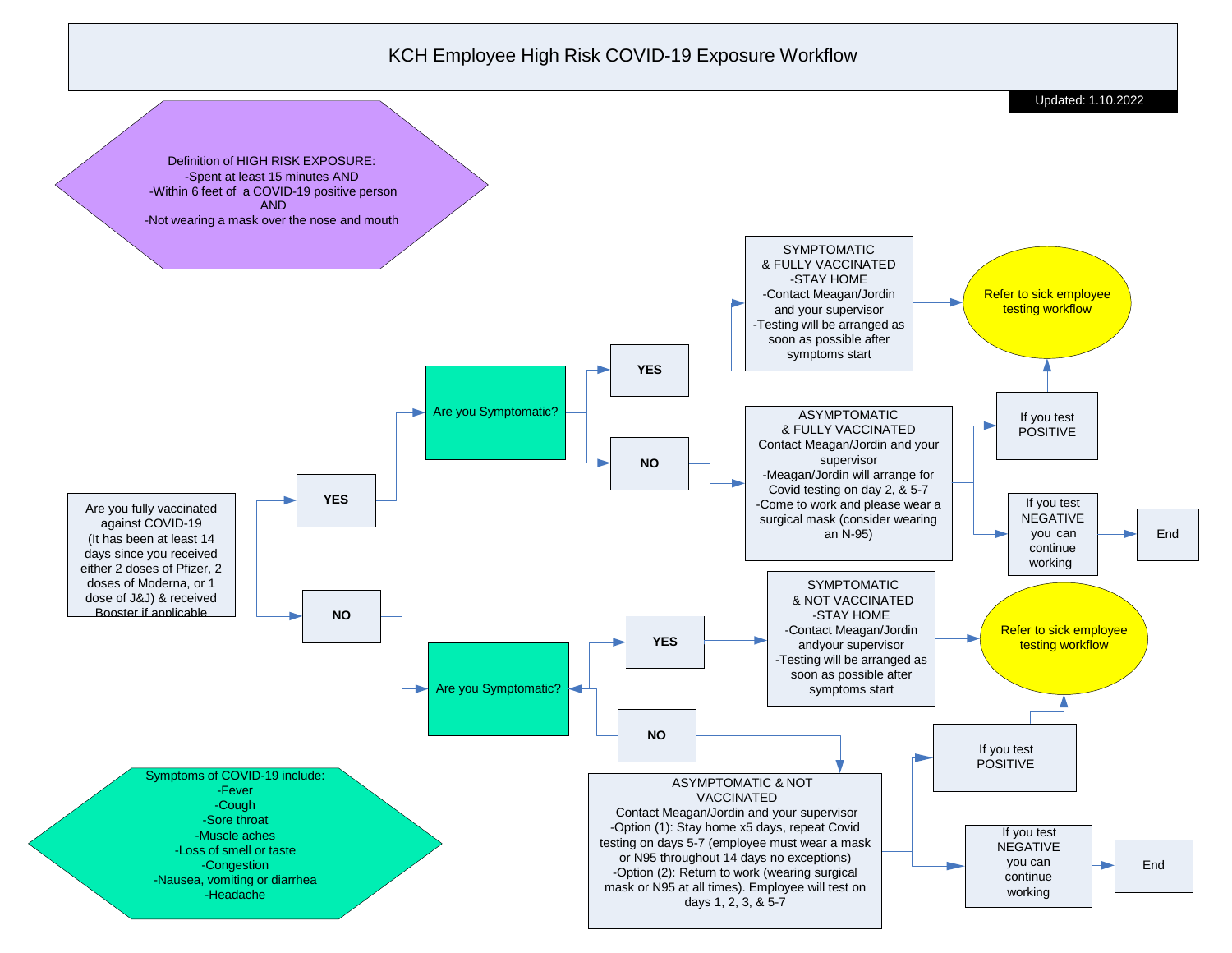# KCH Employee High Risk COVID-19 Exposure Workflow

Updated: 1.10.2022

Definition of HIGH RISK EXPOSURE:
-Spent at least 15 minutes AND
-Within 6 feet of a COVID-19 positive person
AND
-Not wearing a mask over the nose and mouth

Are you fully vaccinated against COVID-19
(It has been at least 14 days since you received either 2 doses of Pfizer, 2 doses of Moderna, or 1 dose of J&J) & received Booster if applicable

**YES**

Are you Symptomatic?

**YES**

SYMPTOMATIC
& FULLY VACCINATED
-STAY HOME
-Contact Meagan/Jordin and your supervisor
-Testing will be arranged as soon as possible after symptoms start

Refer to sick employee testing workflow

**NO**

ASYMPTOMATIC
& FULLY VACCINATED
Contact Meagan/Jordin and your supervisor
-Meagan/Jordin will arrange for Covid testing on day 2, & 5-7
-Come to work and please wear a surgical mask (consider wearing an N-95)

If you test POSITIVE

Refer to sick employee testing workflow

If you test NEGATIVE you can continue working

End

**NO**

Are you Symptomatic?

**YES**

SYMPTOMATIC
& NOT VACCINATED
-STAY HOME
-Contact Meagan/Jordin andyour supervisor
-Testing will be arranged as soon as possible after symptoms start

Refer to sick employee testing workflow

**NO**

ASYMPTOMATIC & NOT VACCINATED
Contact Meagan/Jordin and your supervisor
-Option (1): Stay home x5 days, repeat Covid testing on days 5-7 (employee must wear a mask or N95 throughout 14 days no exceptions)
-Option (2): Return to work (wearing surgical mask or N95 at all times). Employee will test on days 1, 2, 3, & 5-7

If you test POSITIVE

Refer to sick employee testing workflow

If you test NEGATIVE you can continue working

End

Symptoms of COVID-19 include:
-Fever
-Cough
-Sore throat
-Muscle aches
-Loss of smell or taste
-Congestion
-Nausea, vomiting or diarrhea
-Headache